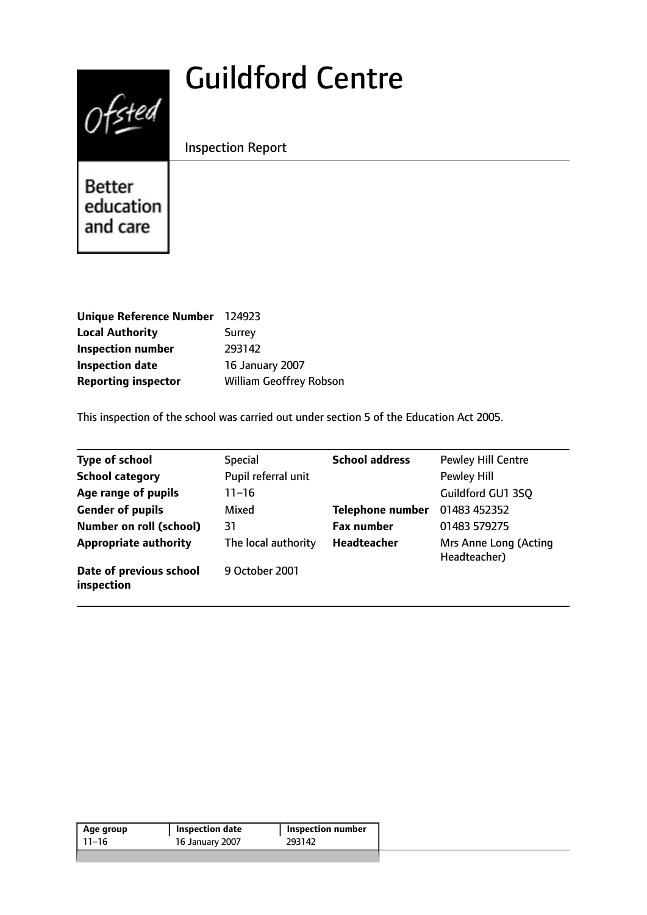# Guildford Centre

Inspection Report

Better education and care

| | |
|---|---|
| **Unique Reference Number** | 124923 |
| **Local Authority** | Surrey |
| **Inspection number** | 293142 |
| **Inspection date** | 16 January 2007 |
| **Reporting inspector** | William Geoffrey Robson |

This inspection of the school was carried out under section 5 of the Education Act 2005.

| | | | |
|---|---|---|---|
| **Type of school** | Special | **School address** | Pewley Hill Centre |
| **School category** | Pupil referral unit | | Pewley Hill |
| **Age range of pupils** | 11–16 | | Guildford GU1 3SQ |
| **Gender of pupils** | Mixed | **Telephone number** | 01483 452352 |
| **Number on roll (school)** | 31 | **Fax number** | 01483 579275 |
| **Appropriate authority** | The local authority | **Headteacher** | Mrs Anne Long (Acting Headteacher) |
| **Date of previous school inspection** | 9 October 2001 | | |

| Age group | Inspection date | Inspection number |
|---|---|---|
| 11–16 | 16 January 2007 | 293142 |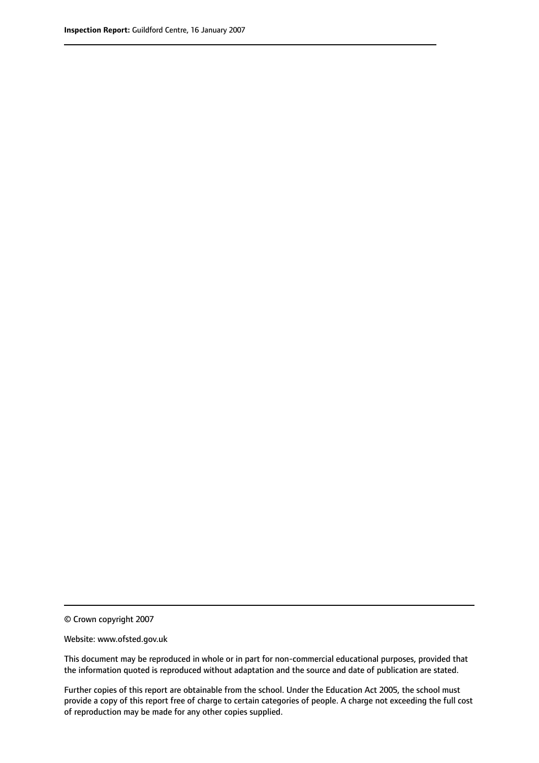© Crown copyright 2007

Website: www.ofsted.gov.uk

This document may be reproduced in whole or in part for non-commercial educational purposes, provided that the information quoted is reproduced without adaptation and the source and date of publication are stated.

Further copies of this report are obtainable from the school. Under the Education Act 2005, the school must provide a copy of this report free of charge to certain categories of people. A charge not exceeding the full cost of reproduction may be made for any other copies supplied.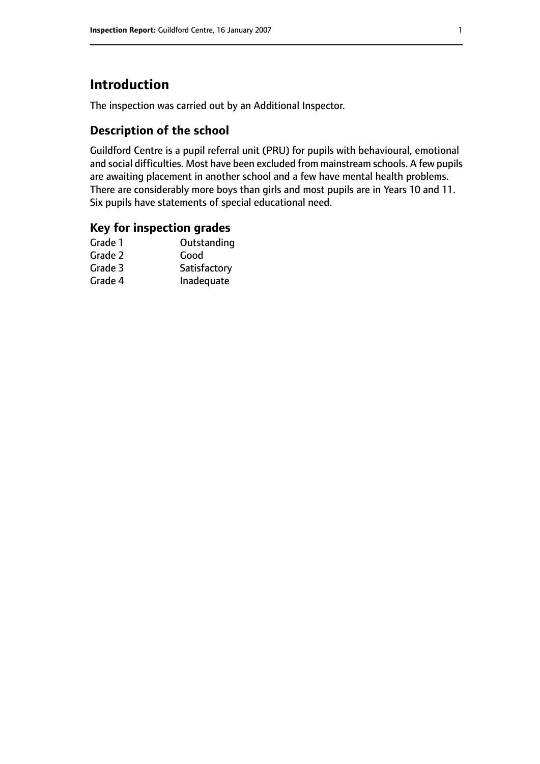# Introduction

The inspection was carried out by an Additional Inspector.

## Description of the school

Guildford Centre is a pupil referral unit (PRU) for pupils with behavioural, emotional and social difficulties. Most have been excluded from mainstream schools. A few pupils are awaiting placement in another school and a few have mental health problems. There are considerably more boys than girls and most pupils are in Years 10 and 11. Six pupils have statements of special educational need.

## Key for inspection grades

| | |
|---|---|
| Grade 1 | Outstanding |
| Grade 2 | Good |
| Grade 3 | Satisfactory |
| Grade 4 | Inadequate |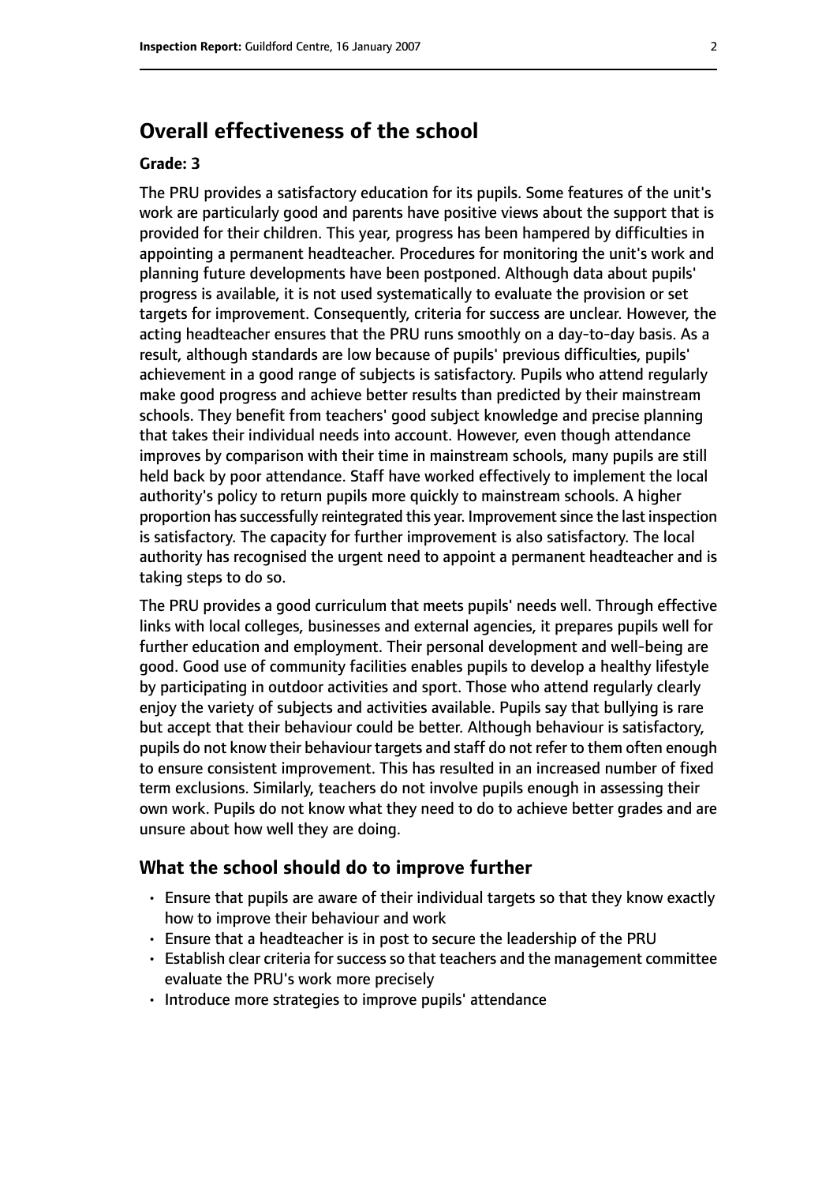## Overall effectiveness of the school

**Grade: 3**

The PRU provides a satisfactory education for its pupils. Some features of the unit's work are particularly good and parents have positive views about the support that is provided for their children. This year, progress has been hampered by difficulties in appointing a permanent headteacher. Procedures for monitoring the unit's work and planning future developments have been postponed. Although data about pupils' progress is available, it is not used systematically to evaluate the provision or set targets for improvement. Consequently, criteria for success are unclear. However, the acting headteacher ensures that the PRU runs smoothly on a day-to-day basis. As a result, although standards are low because of pupils' previous difficulties, pupils' achievement in a good range of subjects is satisfactory. Pupils who attend regularly make good progress and achieve better results than predicted by their mainstream schools. They benefit from teachers' good subject knowledge and precise planning that takes their individual needs into account. However, even though attendance improves by comparison with their time in mainstream schools, many pupils are still held back by poor attendance. Staff have worked effectively to implement the local authority's policy to return pupils more quickly to mainstream schools. A higher proportion has successfully reintegrated this year. Improvement since the last inspection is satisfactory. The capacity for further improvement is also satisfactory. The local authority has recognised the urgent need to appoint a permanent headteacher and is taking steps to do so.

The PRU provides a good curriculum that meets pupils' needs well. Through effective links with local colleges, businesses and external agencies, it prepares pupils well for further education and employment. Their personal development and well-being are good. Good use of community facilities enables pupils to develop a healthy lifestyle by participating in outdoor activities and sport. Those who attend regularly clearly enjoy the variety of subjects and activities available. Pupils say that bullying is rare but accept that their behaviour could be better. Although behaviour is satisfactory, pupils do not know their behaviour targets and staff do not refer to them often enough to ensure consistent improvement. This has resulted in an increased number of fixed term exclusions. Similarly, teachers do not involve pupils enough in assessing their own work. Pupils do not know what they need to do to achieve better grades and are unsure about how well they are doing.

### What the school should do to improve further

- Ensure that pupils are aware of their individual targets so that they know exactly how to improve their behaviour and work
- Ensure that a headteacher is in post to secure the leadership of the PRU
- Establish clear criteria for success so that teachers and the management committee evaluate the PRU's work more precisely
- Introduce more strategies to improve pupils' attendance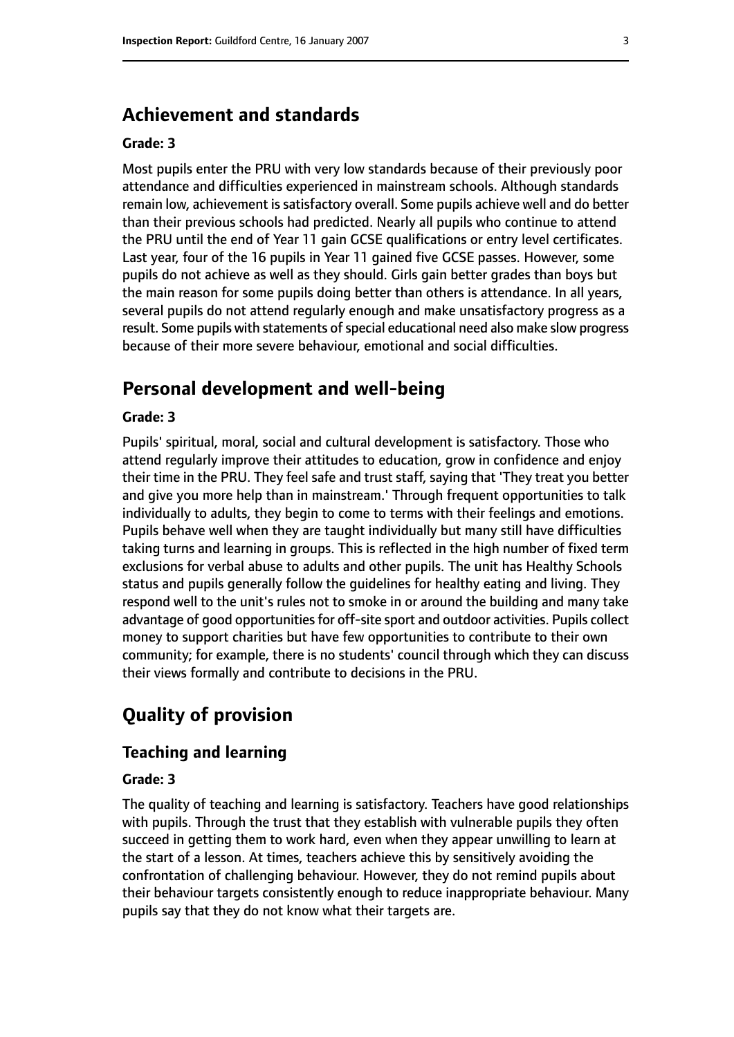## Achievement and standards

**Grade: 3**

Most pupils enter the PRU with very low standards because of their previously poor attendance and difficulties experienced in mainstream schools. Although standards remain low, achievement is satisfactory overall. Some pupils achieve well and do better than their previous schools had predicted. Nearly all pupils who continue to attend the PRU until the end of Year 11 gain GCSE qualifications or entry level certificates. Last year, four of the 16 pupils in Year 11 gained five GCSE passes. However, some pupils do not achieve as well as they should. Girls gain better grades than boys but the main reason for some pupils doing better than others is attendance. In all years, several pupils do not attend regularly enough and make unsatisfactory progress as a result. Some pupils with statements of special educational need also make slow progress because of their more severe behaviour, emotional and social difficulties.

## Personal development and well-being

**Grade: 3**

Pupils' spiritual, moral, social and cultural development is satisfactory. Those who attend regularly improve their attitudes to education, grow in confidence and enjoy their time in the PRU. They feel safe and trust staff, saying that 'They treat you better and give you more help than in mainstream.' Through frequent opportunities to talk individually to adults, they begin to come to terms with their feelings and emotions. Pupils behave well when they are taught individually but many still have difficulties taking turns and learning in groups. This is reflected in the high number of fixed term exclusions for verbal abuse to adults and other pupils. The unit has Healthy Schools status and pupils generally follow the guidelines for healthy eating and living. They respond well to the unit's rules not to smoke in or around the building and many take advantage of good opportunities for off-site sport and outdoor activities. Pupils collect money to support charities but have few opportunities to contribute to their own community; for example, there is no students' council through which they can discuss their views formally and contribute to decisions in the PRU.

# Quality of provision

## Teaching and learning

**Grade: 3**

The quality of teaching and learning is satisfactory. Teachers have good relationships with pupils. Through the trust that they establish with vulnerable pupils they often succeed in getting them to work hard, even when they appear unwilling to learn at the start of a lesson. At times, teachers achieve this by sensitively avoiding the confrontation of challenging behaviour. However, they do not remind pupils about their behaviour targets consistently enough to reduce inappropriate behaviour. Many pupils say that they do not know what their targets are.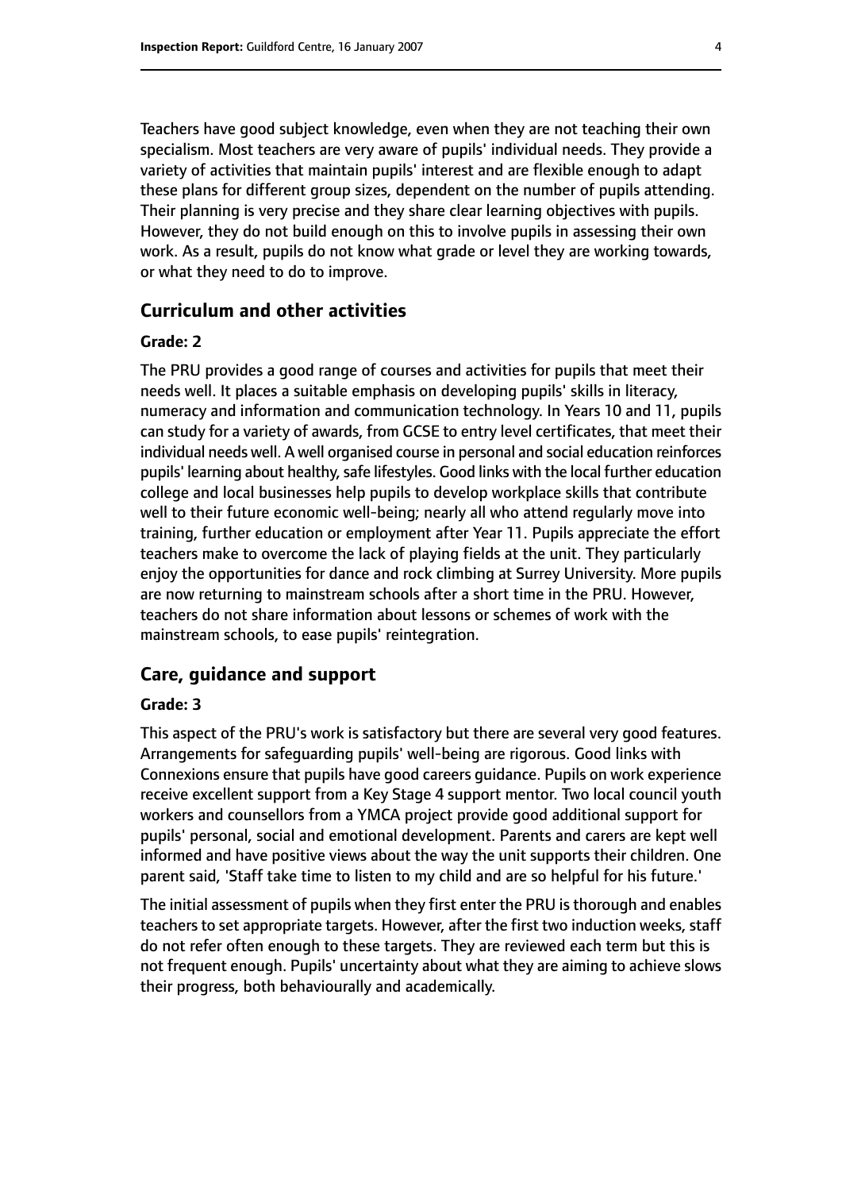Teachers have good subject knowledge, even when they are not teaching their own specialism. Most teachers are very aware of pupils' individual needs. They provide a variety of activities that maintain pupils' interest and are flexible enough to adapt these plans for different group sizes, dependent on the number of pupils attending. Their planning is very precise and they share clear learning objectives with pupils. However, they do not build enough on this to involve pupils in assessing their own work. As a result, pupils do not know what grade or level they are working towards, or what they need to do to improve.

## Curriculum and other activities

#### Grade: 2

The PRU provides a good range of courses and activities for pupils that meet their needs well. It places a suitable emphasis on developing pupils' skills in literacy, numeracy and information and communication technology. In Years 10 and 11, pupils can study for a variety of awards, from GCSE to entry level certificates, that meet their individual needs well. A well organised course in personal and social education reinforces pupils' learning about healthy, safe lifestyles. Good links with the local further education college and local businesses help pupils to develop workplace skills that contribute well to their future economic well-being; nearly all who attend regularly move into training, further education or employment after Year 11. Pupils appreciate the effort teachers make to overcome the lack of playing fields at the unit. They particularly enjoy the opportunities for dance and rock climbing at Surrey University. More pupils are now returning to mainstream schools after a short time in the PRU. However, teachers do not share information about lessons or schemes of work with the mainstream schools, to ease pupils' reintegration.

## Care, guidance and support

#### Grade: 3

This aspect of the PRU's work is satisfactory but there are several very good features. Arrangements for safeguarding pupils' well-being are rigorous. Good links with Connexions ensure that pupils have good careers guidance. Pupils on work experience receive excellent support from a Key Stage 4 support mentor. Two local council youth workers and counsellors from a YMCA project provide good additional support for pupils' personal, social and emotional development. Parents and carers are kept well informed and have positive views about the way the unit supports their children. One parent said, 'Staff take time to listen to my child and are so helpful for his future.'

The initial assessment of pupils when they first enter the PRU is thorough and enables teachers to set appropriate targets. However, after the first two induction weeks, staff do not refer often enough to these targets. They are reviewed each term but this is not frequent enough. Pupils' uncertainty about what they are aiming to achieve slows their progress, both behaviourally and academically.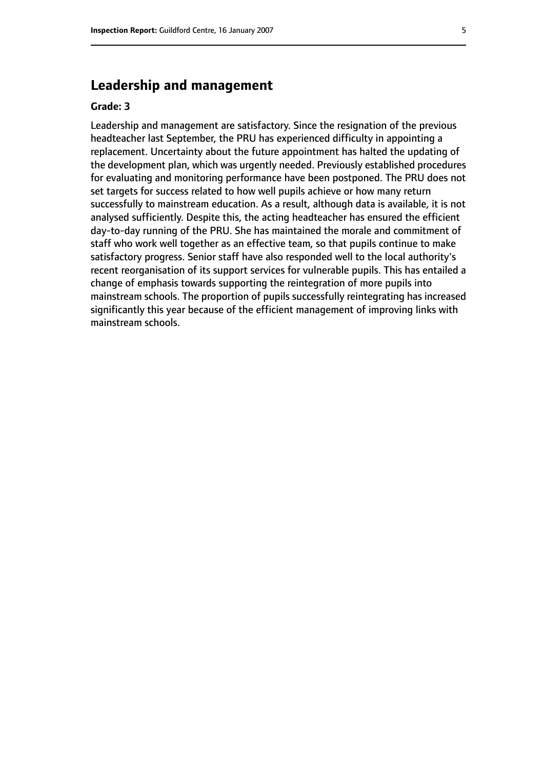## Leadership and management

**Grade: 3**

Leadership and management are satisfactory. Since the resignation of the previous headteacher last September, the PRU has experienced difficulty in appointing a replacement. Uncertainty about the future appointment has halted the updating of the development plan, which was urgently needed. Previously established procedures for evaluating and monitoring performance have been postponed. The PRU does not set targets for success related to how well pupils achieve or how many return successfully to mainstream education. As a result, although data is available, it is not analysed sufficiently. Despite this, the acting headteacher has ensured the efficient day-to-day running of the PRU. She has maintained the morale and commitment of staff who work well together as an effective team, so that pupils continue to make satisfactory progress. Senior staff have also responded well to the local authority's recent reorganisation of its support services for vulnerable pupils. This has entailed a change of emphasis towards supporting the reintegration of more pupils into mainstream schools. The proportion of pupils successfully reintegrating has increased significantly this year because of the efficient management of improving links with mainstream schools.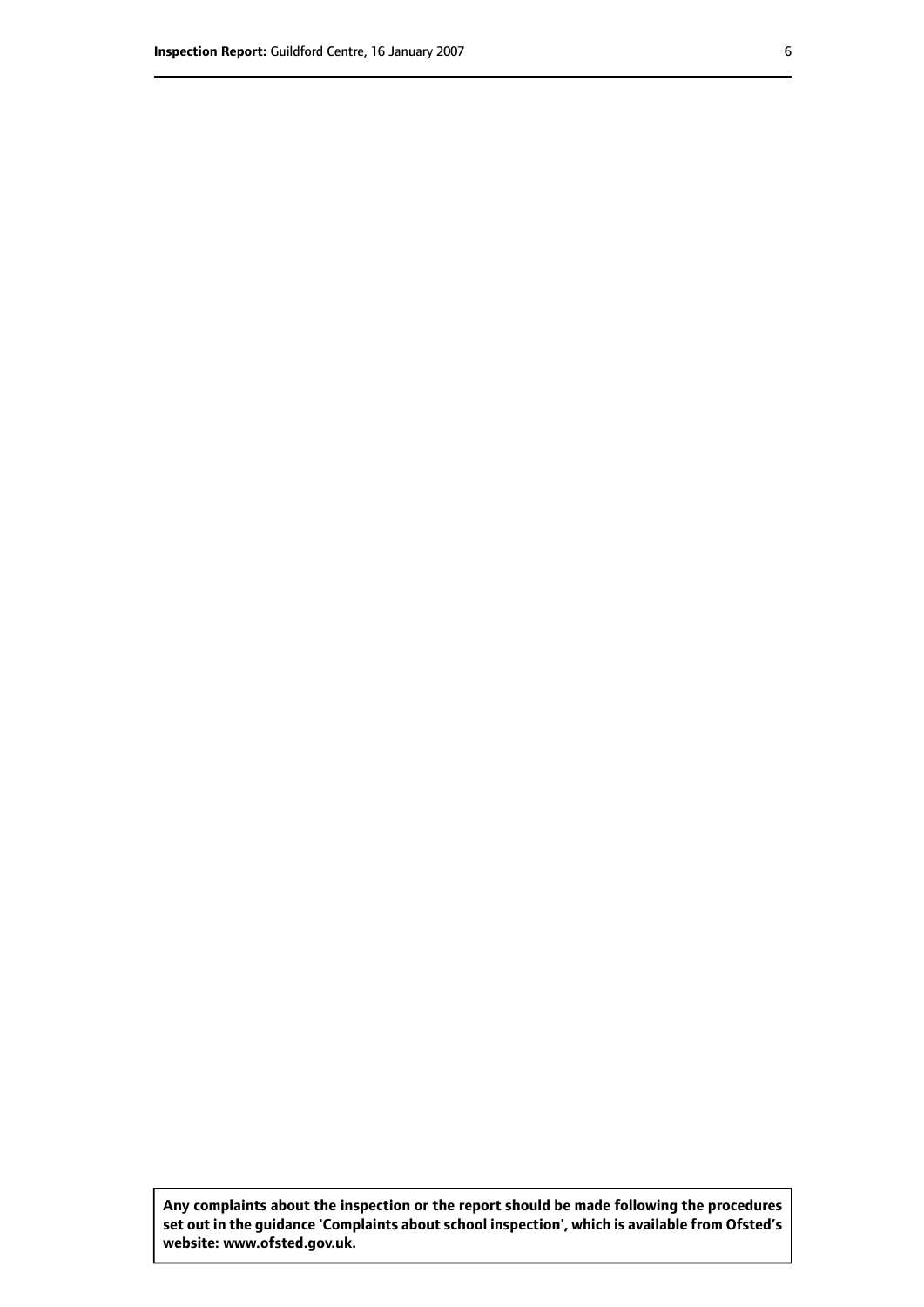**Any complaints about the inspection or the report should be made following the procedures set out in the guidance 'Complaints about school inspection', which is available from Ofsted's website: www.ofsted.gov.uk.**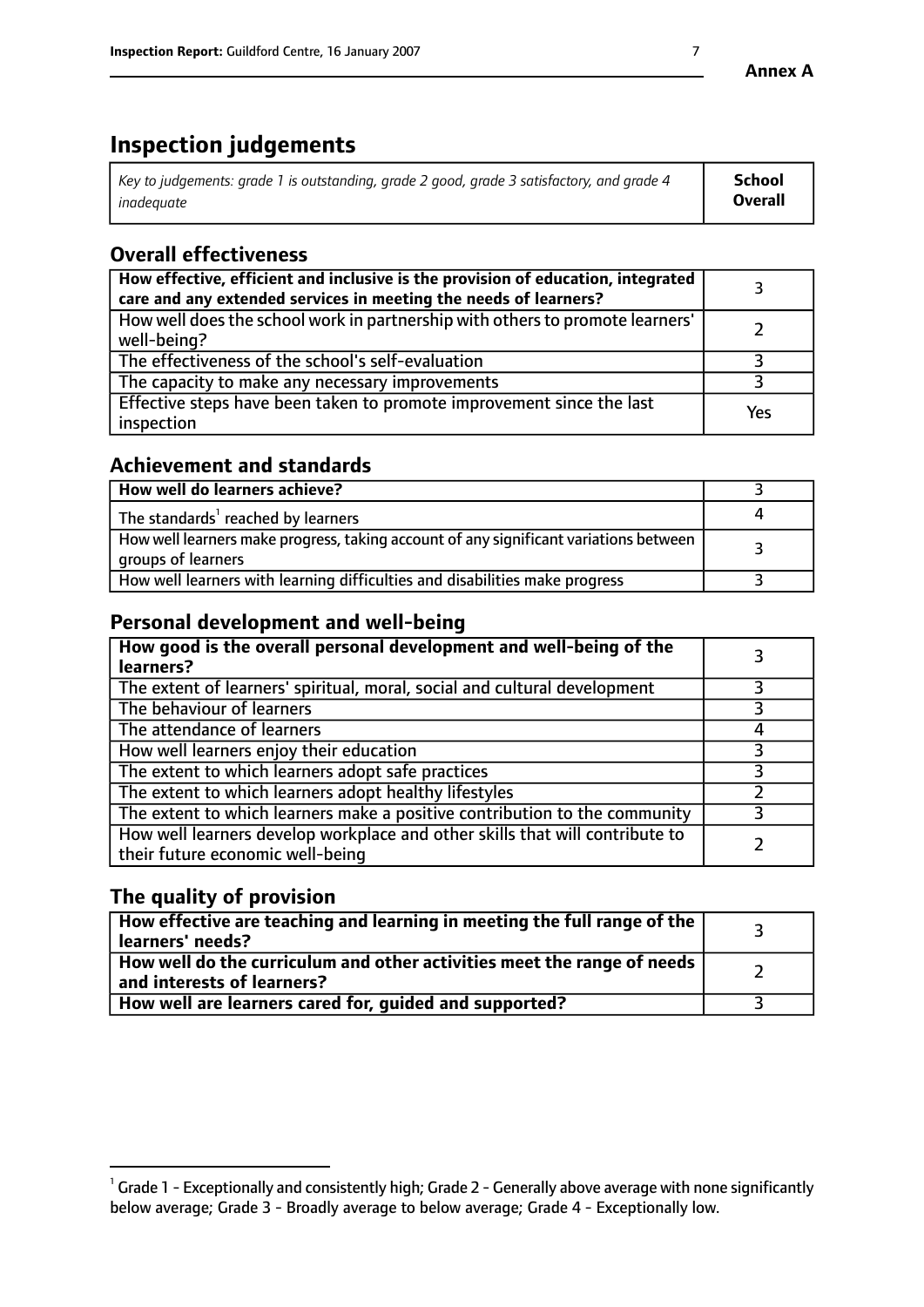**Annex A**

# Inspection judgements

| *Key to judgements: grade 1 is outstanding, grade 2 good, grade 3 satisfactory, and grade 4 inadequate* | **School Overall** |
|---|---|

## Overall effectiveness

| | |
|---|---|
| **How effective, efficient and inclusive is the provision of education, integrated care and any extended services in meeting the needs of learners?** | 3 |
| How well does the school work in partnership with others to promote learners' well-being? | 2 |
| The effectiveness of the school's self-evaluation | 3 |
| The capacity to make any necessary improvements | 3 |
| Effective steps have been taken to promote improvement since the last inspection | Yes |

## Achievement and standards

| | |
|---|---|
| **How well do learners achieve?** | 3 |
| The standards[1] reached by learners | 4 |
| How well learners make progress, taking account of any significant variations between groups of learners | 3 |
| How well learners with learning difficulties and disabilities make progress | 3 |

## Personal development and well-being

| | |
|---|---|
| **How good is the overall personal development and well-being of the learners?** | 3 |
| The extent of learners' spiritual, moral, social and cultural development | 3 |
| The behaviour of learners | 3 |
| The attendance of learners | 4 |
| How well learners enjoy their education | 3 |
| The extent to which learners adopt safe practices | 3 |
| The extent to which learners adopt healthy lifestyles | 2 |
| The extent to which learners make a positive contribution to the community | 3 |
| How well learners develop workplace and other skills that will contribute to their future economic well-being | 2 |

## The quality of provision

| | |
|---|---|
| **How effective are teaching and learning in meeting the full range of the learners' needs?** | 3 |
| **How well do the curriculum and other activities meet the range of needs and interests of learners?** | 2 |
| **How well are learners cared for, guided and supported?** | 3 |

[1] Grade 1 - Exceptionally and consistently high; Grade 2 - Generally above average with none significantly below average; Grade 3 - Broadly average to below average; Grade 4 - Exceptionally low.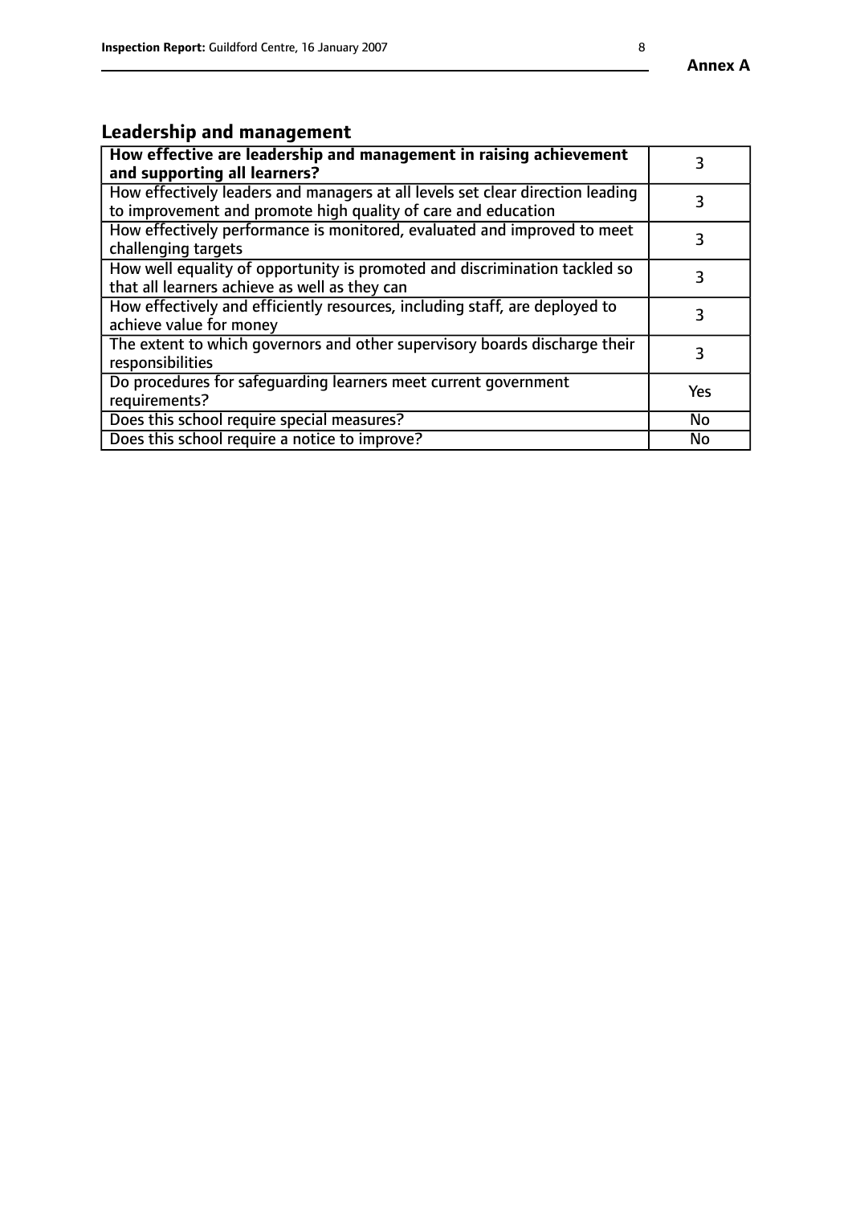## Leadership and management

| **How effective are leadership and management in raising achievement and supporting all learners?** | 3 |
|---|---|
| How effectively leaders and managers at all levels set clear direction leading to improvement and promote high quality of care and education | 3 |
| How effectively performance is monitored, evaluated and improved to meet challenging targets | 3 |
| How well equality of opportunity is promoted and discrimination tackled so that all learners achieve as well as they can | 3 |
| How effectively and efficiently resources, including staff, are deployed to achieve value for money | 3 |
| The extent to which governors and other supervisory boards discharge their responsibilities | 3 |
| Do procedures for safeguarding learners meet current government requirements? | Yes |
| Does this school require special measures? | No |
| Does this school require a notice to improve? | No |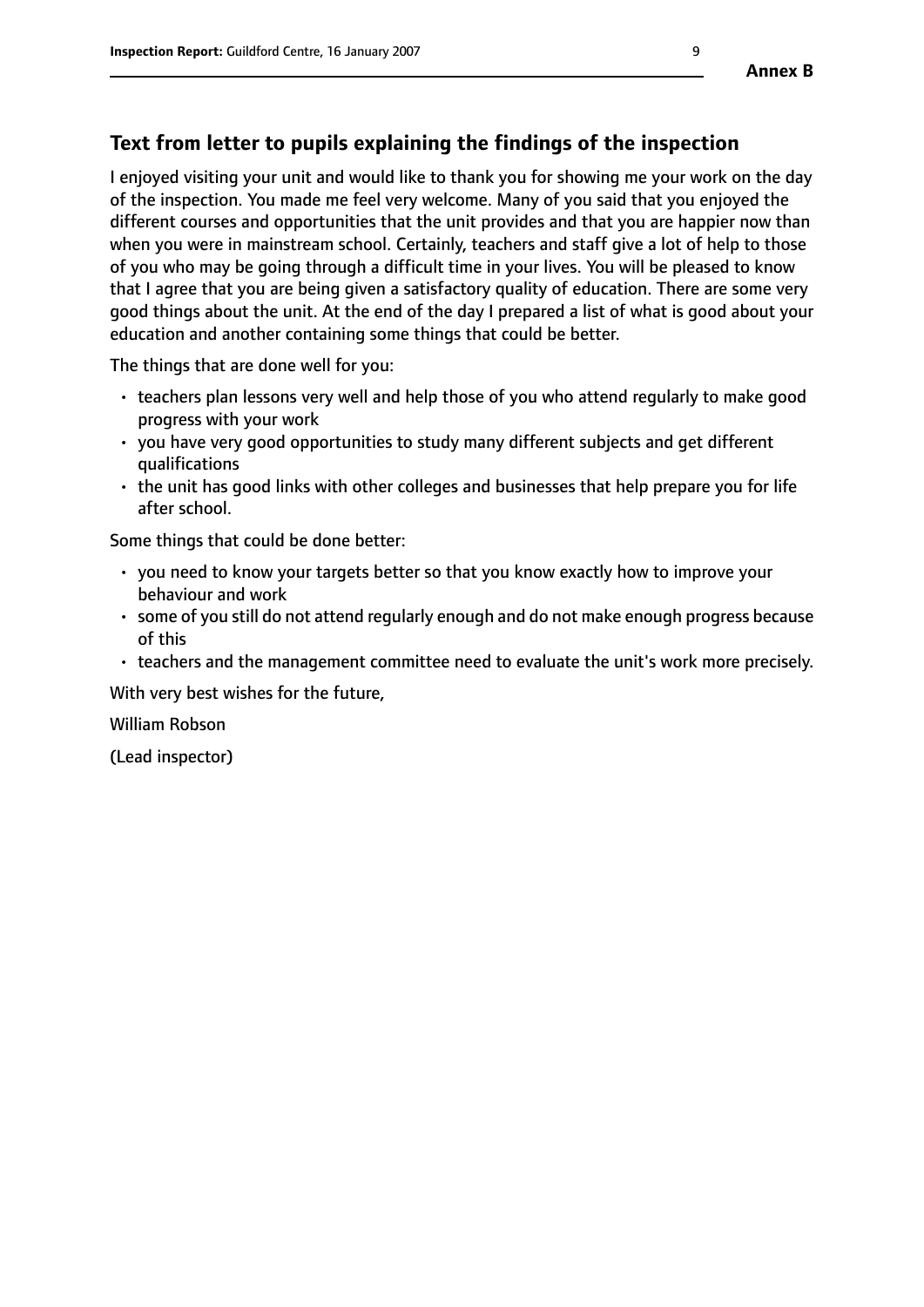## Text from letter to pupils explaining the findings of the inspection

I enjoyed visiting your unit and would like to thank you for showing me your work on the day of the inspection. You made me feel very welcome. Many of you said that you enjoyed the different courses and opportunities that the unit provides and that you are happier now than when you were in mainstream school. Certainly, teachers and staff give a lot of help to those of you who may be going through a difficult time in your lives. You will be pleased to know that I agree that you are being given a satisfactory quality of education. There are some very good things about the unit. At the end of the day I prepared a list of what is good about your education and another containing some things that could be better.

The things that are done well for you:

- teachers plan lessons very well and help those of you who attend regularly to make good progress with your work
- you have very good opportunities to study many different subjects and get different qualifications
- the unit has good links with other colleges and businesses that help prepare you for life after school.

Some things that could be done better:

- you need to know your targets better so that you know exactly how to improve your behaviour and work
- some of you still do not attend regularly enough and do not make enough progress because of this
- teachers and the management committee need to evaluate the unit's work more precisely.

With very best wishes for the future,

William Robson

(Lead inspector)